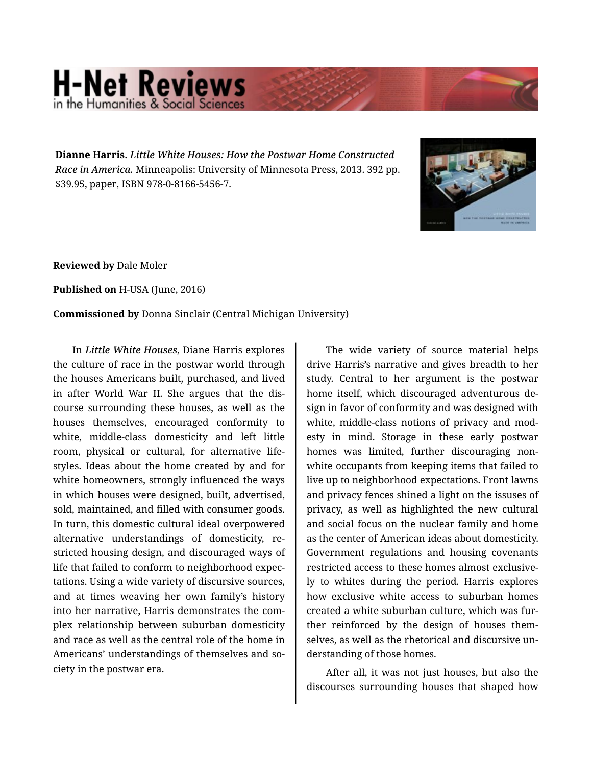**Dianne Harris.** *Little White Houses: How the Postwar Home Constructed Race in America.* Minneapolis: University of Minnesota Press, 2013. 392 pp. $39.95, paper, ISBN 978-0-8166-5456-7.

**Reviewed by** Dale Moler

**Published on** H-USA (June, 2016)

**Commissioned by** Donna Sinclair (Central Michigan University)

In *Little White Houses*, Diane Harris explores the culture of race in the postwar world through the houses Americans built, purchased, and lived in after World War II. She argues that the discourse surrounding these houses, as well as the houses themselves, encouraged conformity to white, middle-class domesticity and left little room, physical or cultural, for alternative lifestyles. Ideas about the home created by and for white homeowners, strongly influenced the ways in which houses were designed, built, advertised, sold, maintained, and filled with consumer goods. In turn, this domestic cultural ideal overpowered alternative understandings of domesticity, restricted housing design, and discouraged ways of life that failed to conform to neighborhood expectations. Using a wide variety of discursive sources, and at times weaving her own family's history into her narrative, Harris demonstrates the complex relationship between suburban domesticity and race as well as the central role of the home in Americans' understandings of themselves and society in the postwar era.

The wide variety of source material helps drive Harris's narrative and gives breadth to her study. Central to her argument is the postwar home itself, which discouraged adventurous design in favor of conformity and was designed with white, middle-class notions of privacy and modesty in mind. Storage in these early postwar homes was limited, further discouraging nonwhite occupants from keeping items that failed to live up to neighborhood expectations. Front lawns and privacy fences shined a light on the issues of privacy, as well as highlighted the new cultural and social focus on the nuclear family and home as the center of American ideas about domesticity. Government regulations and housing covenants restricted access to these homes almost exclusively to whites during the period. Harris explores how exclusive white access to suburban homes created a white suburban culture, which was further reinforced by the design of houses themselves, as well as the rhetorical and discursive understanding of those homes.

After all, it was not just houses, but also the discourses surrounding houses that shaped how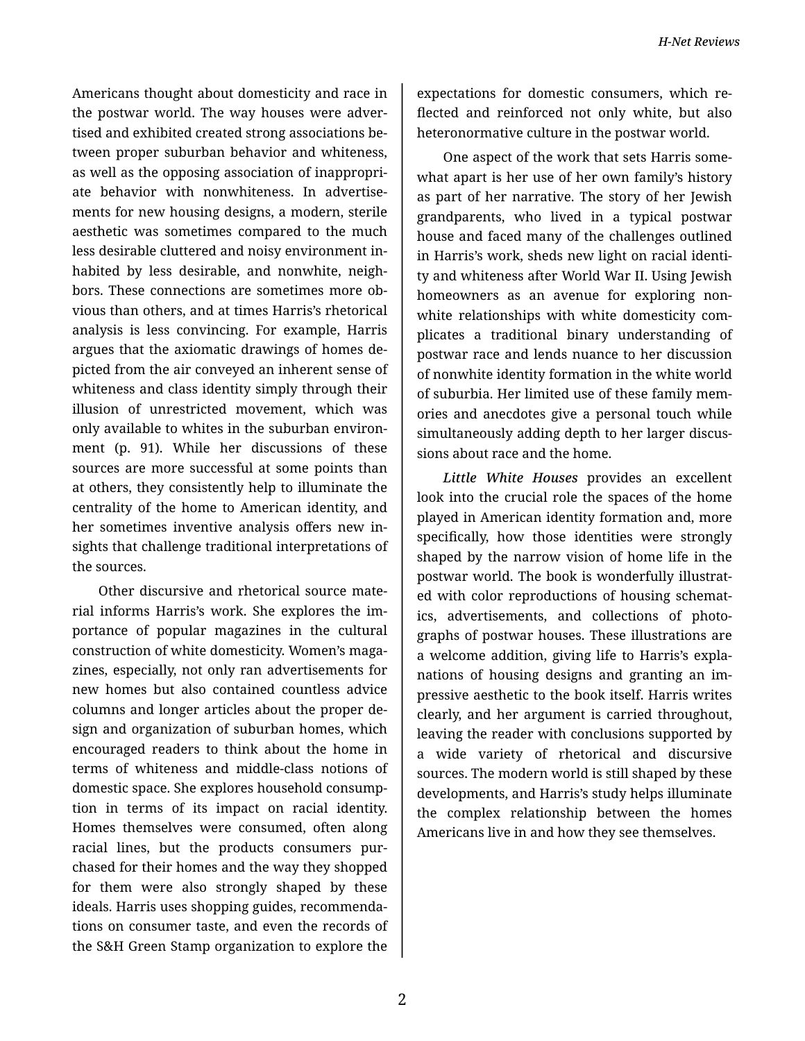Americans thought about domesticity and race in the postwar world. The way houses were advertised and exhibited created strong associations between proper suburban behavior and whiteness, as well as the opposing association of inappropriate behavior with nonwhiteness. In advertisements for new housing designs, a modern, sterile aesthetic was sometimes compared to the much less desirable cluttered and noisy environment inhabited by less desirable, and nonwhite, neighbors. These connections are sometimes more obvious than others, and at times Harris's rhetorical analysis is less convincing. For example, Harris argues that the axiomatic drawings of homes depicted from the air conveyed an inherent sense of whiteness and class identity simply through their illusion of unrestricted movement, which was only available to whites in the suburban environment (p. 91). While her discussions of these sources are more successful at some points than at others, they consistently help to illuminate the centrality of the home to American identity, and her sometimes inventive analysis offers new insights that challenge traditional interpretations of the sources.

Other discursive and rhetorical source material informs Harris's work. She explores the importance of popular magazines in the cultural construction of white domesticity. Women's magazines, especially, not only ran advertisements for new homes but also contained countless advice columns and longer articles about the proper design and organization of suburban homes, which encouraged readers to think about the home in terms of whiteness and middle-class notions of domestic space. She explores household consumption in terms of its impact on racial identity. Homes themselves were consumed, often along racial lines, but the products consumers purchased for their homes and the way they shopped for them were also strongly shaped by these ideals. Harris uses shopping guides, recommendations on consumer taste, and even the records of the S&H Green Stamp organization to explore the expectations for domestic consumers, which reflected and reinforced not only white, but also heteronormative culture in the postwar world.

One aspect of the work that sets Harris somewhat apart is her use of her own family's history as part of her narrative. The story of her Jewish grandparents, who lived in a typical postwar house and faced many of the challenges outlined in Harris's work, sheds new light on racial identity and whiteness after World War II. Using Jewish homeowners as an avenue for exploring nonwhite relationships with white domesticity complicates a traditional binary understanding of postwar race and lends nuance to her discussion of nonwhite identity formation in the white world of suburbia. Her limited use of these family memories and anecdotes give a personal touch while simultaneously adding depth to her larger discussions about race and the home.

*Little White Houses* provides an excellent look into the crucial role the spaces of the home played in American identity formation and, more specifically, how those identities were strongly shaped by the narrow vision of home life in the postwar world. The book is wonderfully illustrated with color reproductions of housing schematics, advertisements, and collections of photographs of postwar houses. These illustrations are a welcome addition, giving life to Harris's explanations of housing designs and granting an impressive aesthetic to the book itself. Harris writes clearly, and her argument is carried throughout, leaving the reader with conclusions supported by a wide variety of rhetorical and discursive sources. The modern world is still shaped by these developments, and Harris's study helps illuminate the complex relationship between the homes Americans live in and how they see themselves.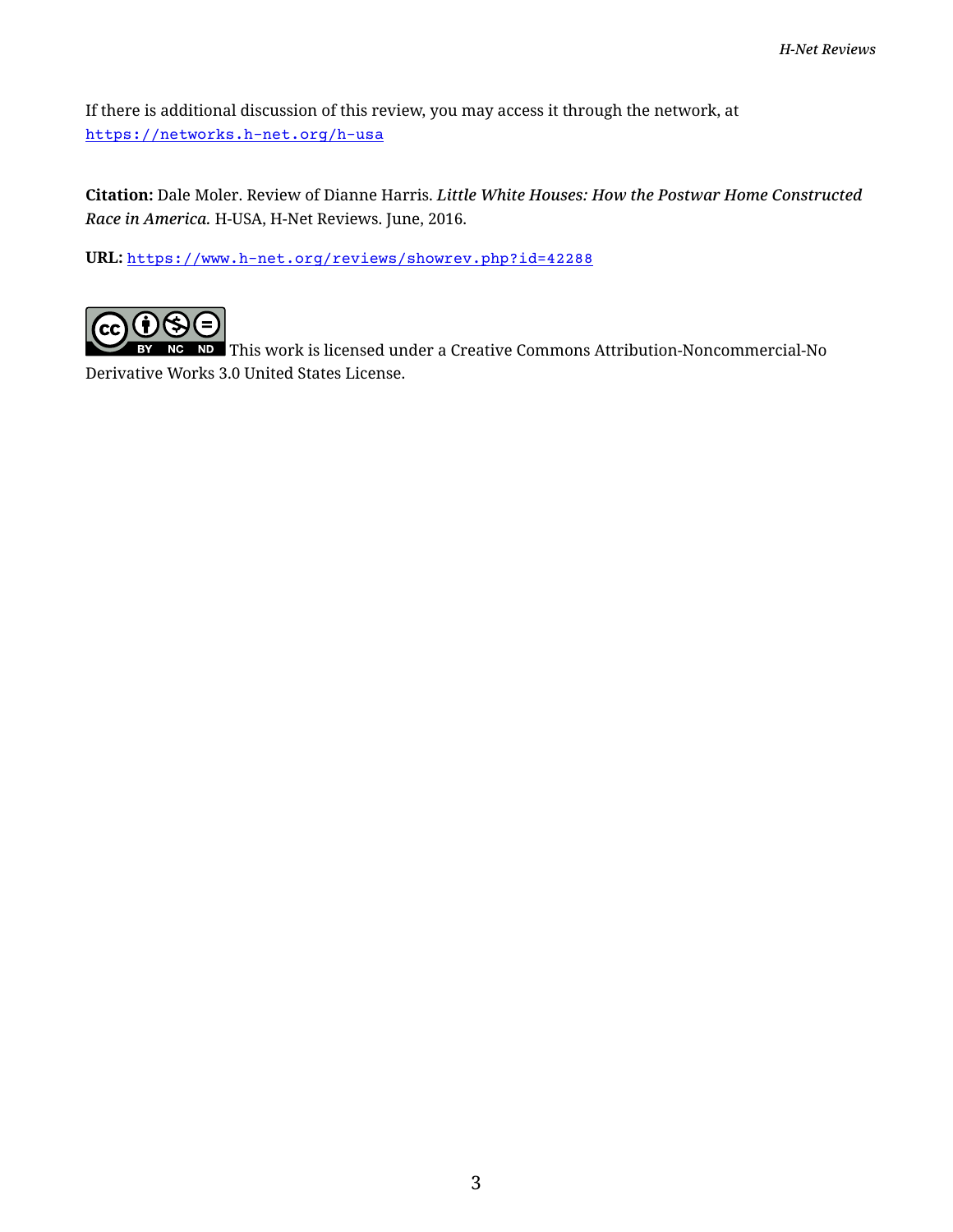If there is additional discussion of this review, you may access it through the network, at https://networks.h-net.org/h-usa

**Citation:** Dale Moler. Review of Dianne Harris. *Little White Houses: How the Postwar Home Constructed Race in America.* H-USA, H-Net Reviews. June, 2016.

**URL:** https://www.h-net.org/reviews/showrev.php?id=42288

This work is licensed under a Creative Commons Attribution-Noncommercial-No Derivative Works 3.0 United States License.